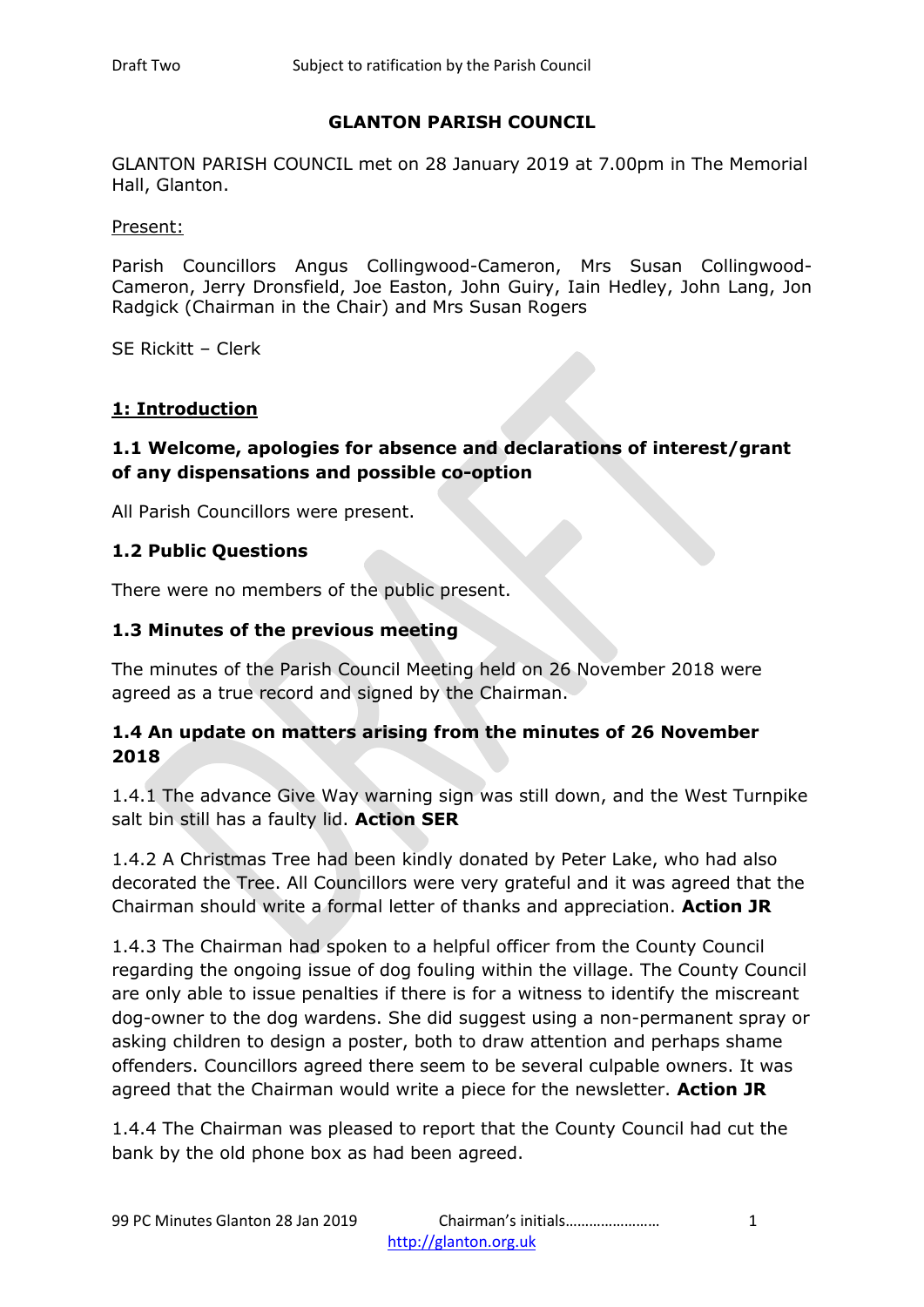Draft Two Subject to ratification by the Parish Council

# GLANTON PARISH COUNCIL

GLANTON PARISH COUNCIL met on 28 January 2019 at 7.00pm in The Memorial Hall, Glanton.

Present:

Parish Councillors Angus Collingwood-Cameron, Mrs Susan Collingwood-Cameron, Jerry Dronsfield, Joe Easton, John Guiry, Iain Hedley, John Lang, Jon Radgick (Chairman in the Chair) and Mrs Susan Rogers

SE Rickitt – Clerk

## 1: Introduction

### 1.1 Welcome, apologies for absence and declarations of interest/grant of any dispensations and possible co-option

All Parish Councillors were present.

### 1.2 Public Questions

There were no members of the public present.

### 1.3 Minutes of the previous meeting

The minutes of the Parish Council Meeting held on 26 November 2018 were agreed as a true record and signed by the Chairman.

### 1.4 An update on matters arising from the minutes of 26 November 2018

1.4.1 The advance Give Way warning sign was still down, and the West Turnpike salt bin still has a faulty lid. **Action SER**

1.4.2 A Christmas Tree had been kindly donated by Peter Lake, who had also decorated the Tree. All Councillors were very grateful and it was agreed that the Chairman should write a formal letter of thanks and appreciation. **Action JR**

1.4.3 The Chairman had spoken to a helpful officer from the County Council regarding the ongoing issue of dog fouling within the village. The County Council are only able to issue penalties if there is for a witness to identify the miscreant dog-owner to the dog wardens. She did suggest using a non-permanent spray or asking children to design a poster, both to draw attention and perhaps shame offenders. Councillors agreed there seem to be several culpable owners. It was agreed that the Chairman would write a piece for the newsletter. **Action JR**

1.4.4 The Chairman was pleased to report that the County Council had cut the bank by the old phone box as had been agreed.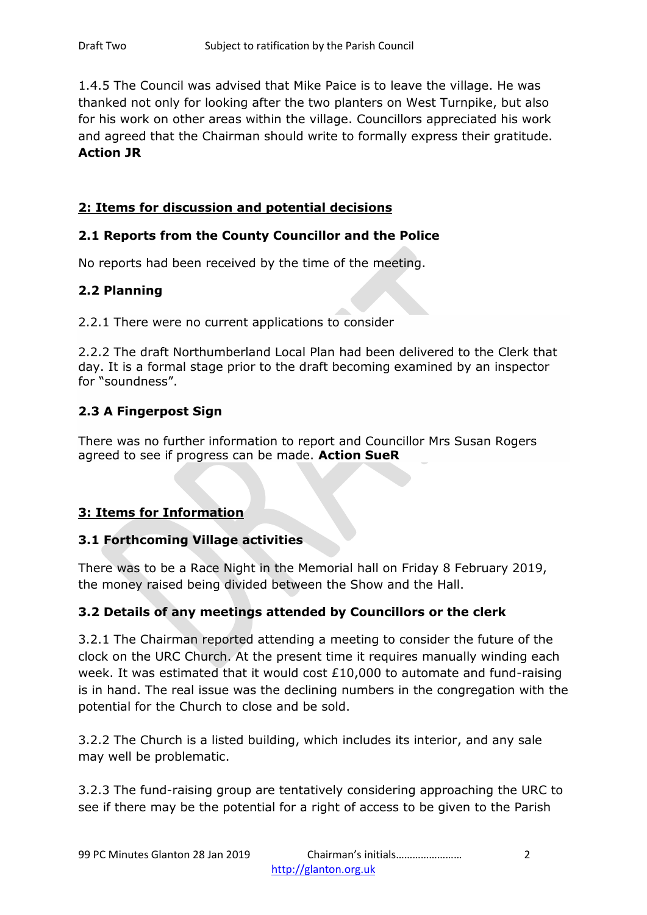1.4.5 The Council was advised that Mike Paice is to leave the village. He was thanked not only for looking after the two planters on West Turnpike, but also for his work on other areas within the village. Councillors appreciated his work and agreed that the Chairman should write to formally express their gratitude. **Action JR**

## 2: Items for discussion and potential decisions

### 2.1 Reports from the County Councillor and the Police

No reports had been received by the time of the meeting.

### 2.2 Planning

2.2.1 There were no current applications to consider

2.2.2 The draft Northumberland Local Plan had been delivered to the Clerk that day. It is a formal stage prior to the draft becoming examined by an inspector for "soundness".

### 2.3 A Fingerpost Sign

There was no further information to report and Councillor Mrs Susan Rogers agreed to see if progress can be made. **Action SueR**

## 3: Items for Information

### 3.1 Forthcoming Village activities

There was to be a Race Night in the Memorial hall on Friday 8 February 2019, the money raised being divided between the Show and the Hall.

### 3.2 Details of any meetings attended by Councillors or the clerk

3.2.1 The Chairman reported attending a meeting to consider the future of the clock on the URC Church. At the present time it requires manually winding each week. It was estimated that it would cost £10,000 to automate and fund-raising is in hand. The real issue was the declining numbers in the congregation with the potential for the Church to close and be sold.

3.2.2 The Church is a listed building, which includes its interior, and any sale may well be problematic.

3.2.3 The fund-raising group are tentatively considering approaching the URC to see if there may be the potential for a right of access to be given to the Parish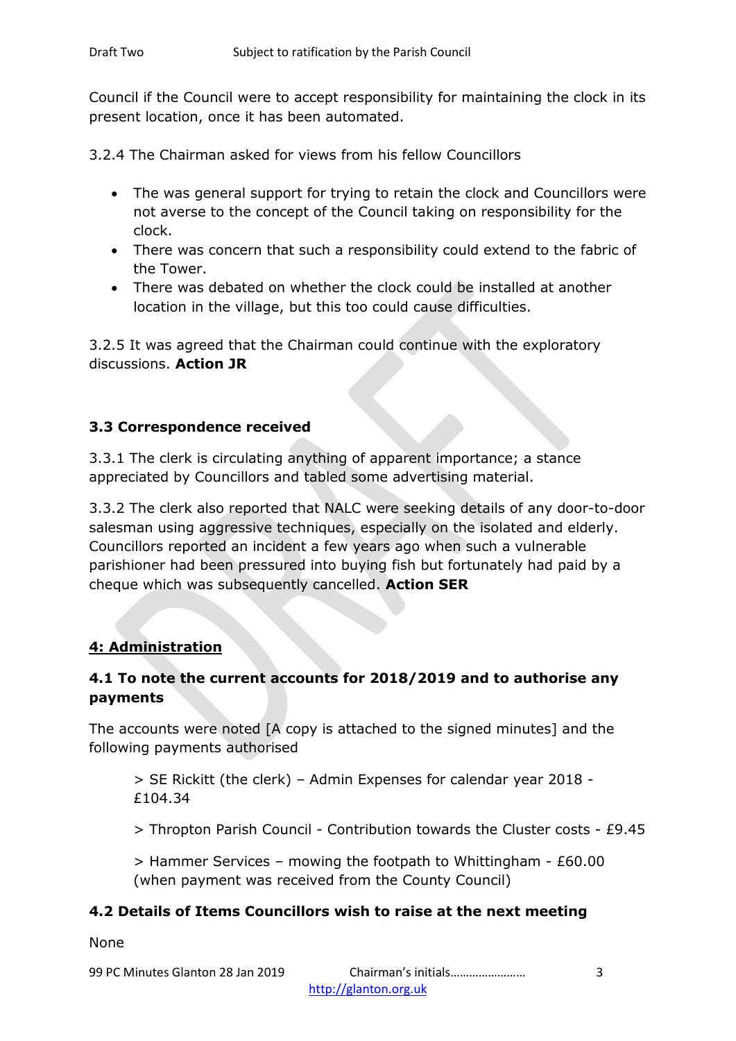Council if the Council were to accept responsibility for maintaining the clock in its present location, once it has been automated.

3.2.4 The Chairman asked for views from his fellow Councillors

- The was general support for trying to retain the clock and Councillors were not averse to the concept of the Council taking on responsibility for the clock.
- There was concern that such a responsibility could extend to the fabric of the Tower.
- There was debated on whether the clock could be installed at another location in the village, but this too could cause difficulties.

3.2.5 It was agreed that the Chairman could continue with the exploratory discussions. **Action JR**

### 3.3 Correspondence received

3.3.1 The clerk is circulating anything of apparent importance; a stance appreciated by Councillors and tabled some advertising material.

3.3.2 The clerk also reported that NALC were seeking details of any door-to-door salesman using aggressive techniques, especially on the isolated and elderly. Councillors reported an incident a few years ago when such a vulnerable parishioner had been pressured into buying fish but fortunately had paid by a cheque which was subsequently cancelled. **Action SER**

## 4: Administration

### 4.1 To note the current accounts for 2018/2019 and to authorise any payments

The accounts were noted [A copy is attached to the signed minutes] and the following payments authorised

> SE Rickitt (the clerk) – Admin Expenses for calendar year 2018 - £104.34

> Thropton Parish Council - Contribution towards the Cluster costs - £9.45

> Hammer Services – mowing the footpath to Whittingham - £60.00 (when payment was received from the County Council)

### 4.2 Details of Items Councillors wish to raise at the next meeting

None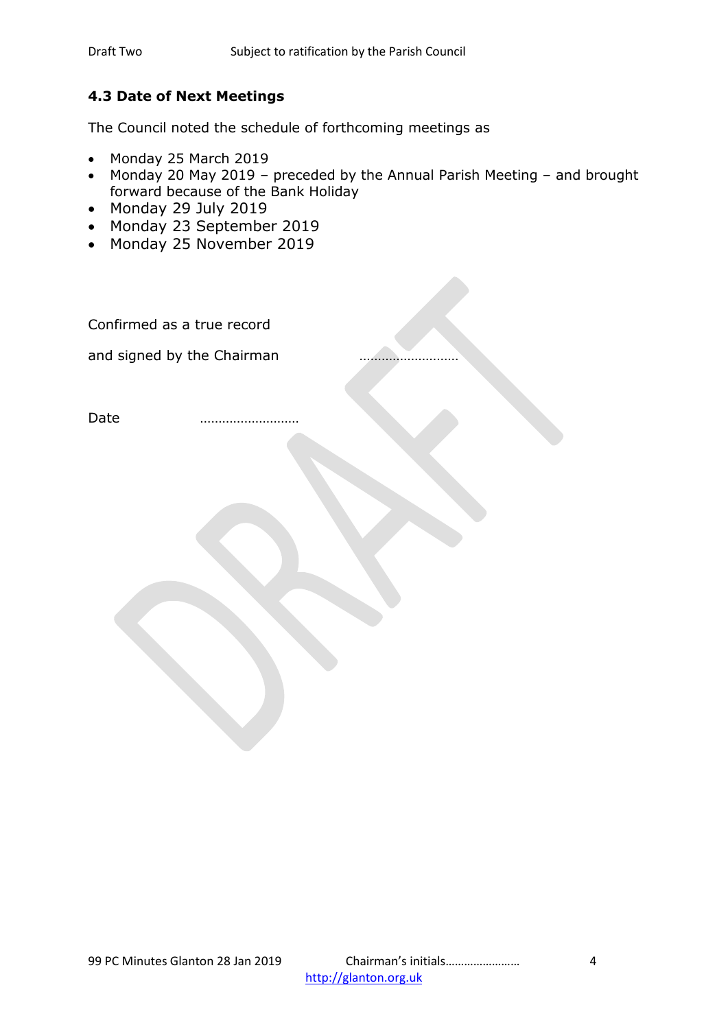### 4.3 Date of Next Meetings

The Council noted the schedule of forthcoming meetings as

- Monday 25 March 2019
- Monday 20 May 2019 – preceded by the Annual Parish Meeting – and brought forward because of the Bank Holiday
- Monday 29 July 2019
- Monday 23 September 2019
- Monday 25 November 2019

Confirmed as a true record

and signed by the Chairman ………………………

Date ………………………